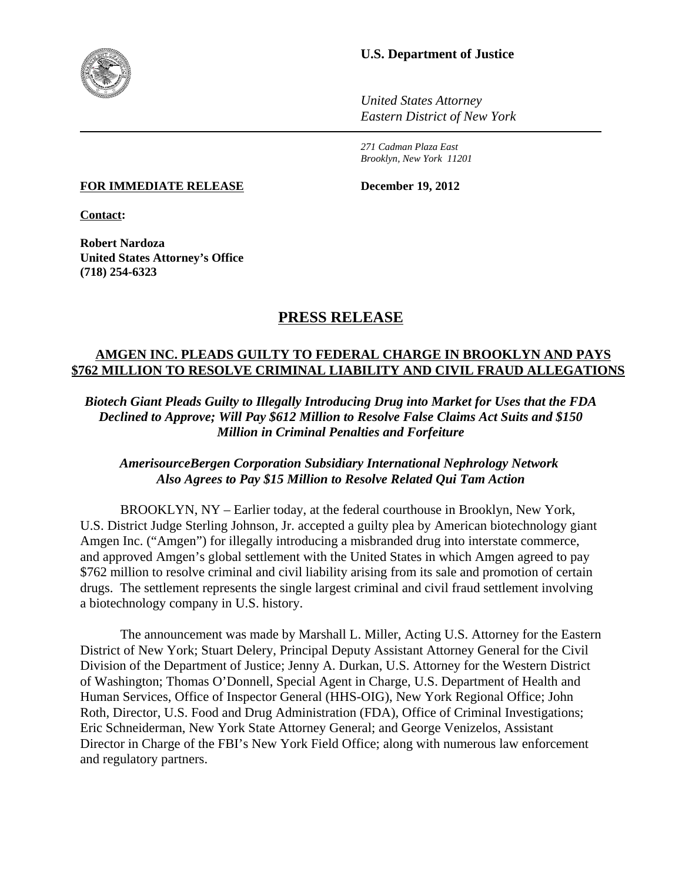**U.S. Department of Justice**

*United States Attorney*
*Eastern District of New York*

*271 Cadman Plaza East*
*Brooklyn, New York 11201*

**FOR IMMEDIATE RELEASE** **December 19, 2012**

**Contact:**

**Robert Nardoza**
**United States Attorney's Office**
**(718) 254-6323**

# PRESS RELEASE

## AMGEN INC. PLEADS GUILTY TO FEDERAL CHARGE IN BROOKLYN AND PAYS $762 MILLION TO RESOLVE CRIMINAL LIABILITY AND CIVIL FRAUD ALLEGATIONS

***Biotech Giant Pleads Guilty to Illegally Introducing Drug into Market for Uses that the FDA Declined to Approve; Will Pay $612 Million to Resolve False Claims Act Suits and $150 Million in Criminal Penalties and Forfeiture***

***AmerisourceBergen Corporation Subsidiary International Nephrology Network Also Agrees to Pay $15 Million to Resolve Related Qui Tam Action***

BROOKLYN, NY – Earlier today, at the federal courthouse in Brooklyn, New York, U.S. District Judge Sterling Johnson, Jr. accepted a guilty plea by American biotechnology giant Amgen Inc. ("Amgen") for illegally introducing a misbranded drug into interstate commerce, and approved Amgen's global settlement with the United States in which Amgen agreed to pay $762 million to resolve criminal and civil liability arising from its sale and promotion of certain drugs. The settlement represents the single largest criminal and civil fraud settlement involving a biotechnology company in U.S. history.

The announcement was made by Marshall L. Miller, Acting U.S. Attorney for the Eastern District of New York; Stuart Delery, Principal Deputy Assistant Attorney General for the Civil Division of the Department of Justice; Jenny A. Durkan, U.S. Attorney for the Western District of Washington; Thomas O'Donnell, Special Agent in Charge, U.S. Department of Health and Human Services, Office of Inspector General (HHS-OIG), New York Regional Office; John Roth, Director, U.S. Food and Drug Administration (FDA), Office of Criminal Investigations; Eric Schneiderman, New York State Attorney General; and George Venizelos, Assistant Director in Charge of the FBI's New York Field Office; along with numerous law enforcement and regulatory partners.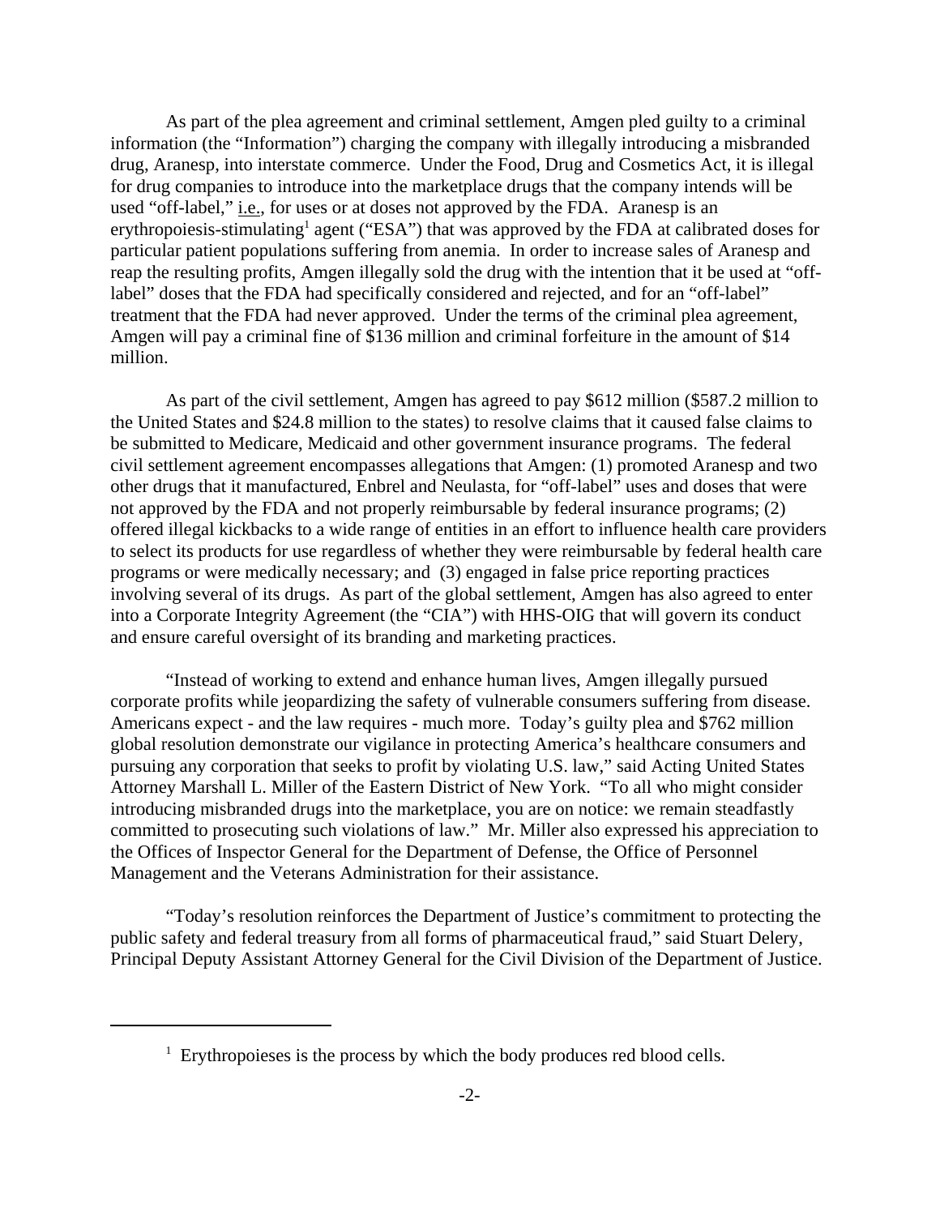As part of the plea agreement and criminal settlement, Amgen pled guilty to a criminal information (the "Information") charging the company with illegally introducing a misbranded drug, Aranesp, into interstate commerce. Under the Food, Drug and Cosmetics Act, it is illegal for drug companies to introduce into the marketplace drugs that the company intends will be used "off-label," i.e., for uses or at doses not approved by the FDA. Aranesp is an erythropoiesis-stimulating[1] agent ("ESA") that was approved by the FDA at calibrated doses for particular patient populations suffering from anemia. In order to increase sales of Aranesp and reap the resulting profits, Amgen illegally sold the drug with the intention that it be used at "off-label" doses that the FDA had specifically considered and rejected, and for an "off-label" treatment that the FDA had never approved. Under the terms of the criminal plea agreement, Amgen will pay a criminal fine of $136 million and criminal forfeiture in the amount of $14 million.

As part of the civil settlement, Amgen has agreed to pay $612 million ($587.2 million to the United States and $24.8 million to the states) to resolve claims that it caused false claims to be submitted to Medicare, Medicaid and other government insurance programs. The federal civil settlement agreement encompasses allegations that Amgen: (1) promoted Aranesp and two other drugs that it manufactured, Enbrel and Neulasta, for "off-label" uses and doses that were not approved by the FDA and not properly reimbursable by federal insurance programs; (2) offered illegal kickbacks to a wide range of entities in an effort to influence health care providers to select its products for use regardless of whether they were reimbursable by federal health care programs or were medically necessary; and (3) engaged in false price reporting practices involving several of its drugs. As part of the global settlement, Amgen has also agreed to enter into a Corporate Integrity Agreement (the "CIA") with HHS-OIG that will govern its conduct and ensure careful oversight of its branding and marketing practices.

"Instead of working to extend and enhance human lives, Amgen illegally pursued corporate profits while jeopardizing the safety of vulnerable consumers suffering from disease. Americans expect - and the law requires - much more. Today's guilty plea and $762 million global resolution demonstrate our vigilance in protecting America's healthcare consumers and pursuing any corporation that seeks to profit by violating U.S. law," said Acting United States Attorney Marshall L. Miller of the Eastern District of New York. "To all who might consider introducing misbranded drugs into the marketplace, you are on notice: we remain steadfastly committed to prosecuting such violations of law." Mr. Miller also expressed his appreciation to the Offices of Inspector General for the Department of Defense, the Office of Personnel Management and the Veterans Administration for their assistance.

"Today's resolution reinforces the Department of Justice's commitment to protecting the public safety and federal treasury from all forms of pharmaceutical fraud," said Stuart Delery, Principal Deputy Assistant Attorney General for the Civil Division of the Department of Justice.

[1] Erythropoieses is the process by which the body produces red blood cells.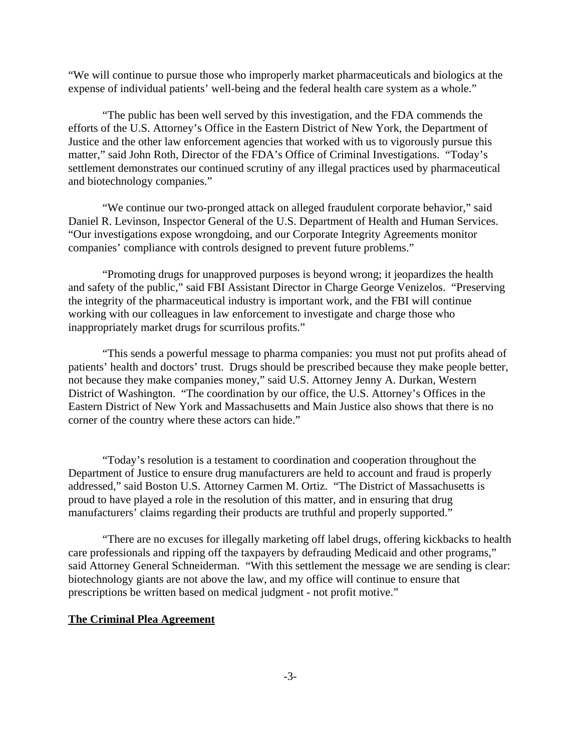"We will continue to pursue those who improperly market pharmaceuticals and biologics at the expense of individual patients' well-being and the federal health care system as a whole."

"The public has been well served by this investigation, and the FDA commends the efforts of the U.S. Attorney's Office in the Eastern District of New York, the Department of Justice and the other law enforcement agencies that worked with us to vigorously pursue this matter," said John Roth, Director of the FDA's Office of Criminal Investigations. "Today's settlement demonstrates our continued scrutiny of any illegal practices used by pharmaceutical and biotechnology companies."

"We continue our two-pronged attack on alleged fraudulent corporate behavior," said Daniel R. Levinson, Inspector General of the U.S. Department of Health and Human Services. "Our investigations expose wrongdoing, and our Corporate Integrity Agreements monitor companies' compliance with controls designed to prevent future problems."

"Promoting drugs for unapproved purposes is beyond wrong; it jeopardizes the health and safety of the public," said FBI Assistant Director in Charge George Venizelos. "Preserving the integrity of the pharmaceutical industry is important work, and the FBI will continue working with our colleagues in law enforcement to investigate and charge those who inappropriately market drugs for scurrilous profits."

"This sends a powerful message to pharma companies: you must not put profits ahead of patients' health and doctors' trust. Drugs should be prescribed because they make people better, not because they make companies money," said U.S. Attorney Jenny A. Durkan, Western District of Washington. "The coordination by our office, the U.S. Attorney's Offices in the Eastern District of New York and Massachusetts and Main Justice also shows that there is no corner of the country where these actors can hide."

"Today's resolution is a testament to coordination and cooperation throughout the Department of Justice to ensure drug manufacturers are held to account and fraud is properly addressed," said Boston U.S. Attorney Carmen M. Ortiz. "The District of Massachusetts is proud to have played a role in the resolution of this matter, and in ensuring that drug manufacturers' claims regarding their products are truthful and properly supported."

"There are no excuses for illegally marketing off label drugs, offering kickbacks to health care professionals and ripping off the taxpayers by defrauding Medicaid and other programs," said Attorney General Schneiderman. "With this settlement the message we are sending is clear: biotechnology giants are not above the law, and my office will continue to ensure that prescriptions be written based on medical judgment - not profit motive."

**The Criminal Plea Agreement**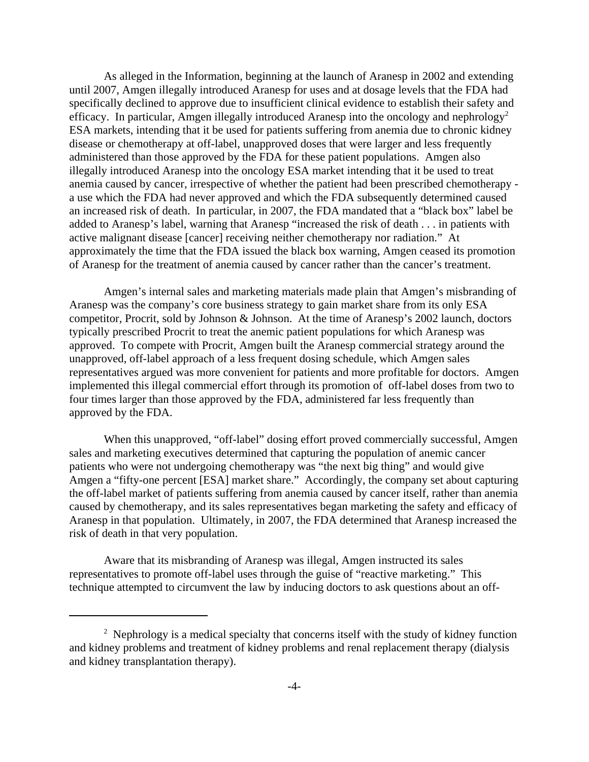As alleged in the Information, beginning at the launch of Aranesp in 2002 and extending until 2007, Amgen illegally introduced Aranesp for uses and at dosage levels that the FDA had specifically declined to approve due to insufficient clinical evidence to establish their safety and efficacy. In particular, Amgen illegally introduced Aranesp into the oncology and nephrology[2] ESA markets, intending that it be used for patients suffering from anemia due to chronic kidney disease or chemotherapy at off-label, unapproved doses that were larger and less frequently administered than those approved by the FDA for these patient populations. Amgen also illegally introduced Aranesp into the oncology ESA market intending that it be used to treat anemia caused by cancer, irrespective of whether the patient had been prescribed chemotherapy - a use which the FDA had never approved and which the FDA subsequently determined caused an increased risk of death. In particular, in 2007, the FDA mandated that a "black box" label be added to Aranesp's label, warning that Aranesp "increased the risk of death . . . in patients with active malignant disease [cancer] receiving neither chemotherapy nor radiation." At approximately the time that the FDA issued the black box warning, Amgen ceased its promotion of Aranesp for the treatment of anemia caused by cancer rather than the cancer's treatment.

Amgen's internal sales and marketing materials made plain that Amgen's misbranding of Aranesp was the company's core business strategy to gain market share from its only ESA competitor, Procrit, sold by Johnson & Johnson. At the time of Aranesp's 2002 launch, doctors typically prescribed Procrit to treat the anemic patient populations for which Aranesp was approved. To compete with Procrit, Amgen built the Aranesp commercial strategy around the unapproved, off-label approach of a less frequent dosing schedule, which Amgen sales representatives argued was more convenient for patients and more profitable for doctors. Amgen implemented this illegal commercial effort through its promotion of off-label doses from two to four times larger than those approved by the FDA, administered far less frequently than approved by the FDA.

When this unapproved, "off-label" dosing effort proved commercially successful, Amgen sales and marketing executives determined that capturing the population of anemic cancer patients who were not undergoing chemotherapy was "the next big thing" and would give Amgen a "fifty-one percent [ESA] market share." Accordingly, the company set about capturing the off-label market of patients suffering from anemia caused by cancer itself, rather than anemia caused by chemotherapy, and its sales representatives began marketing the safety and efficacy of Aranesp in that population. Ultimately, in 2007, the FDA determined that Aranesp increased the risk of death in that very population.

Aware that its misbranding of Aranesp was illegal, Amgen instructed its sales representatives to promote off-label uses through the guise of "reactive marketing." This technique attempted to circumvent the law by inducing doctors to ask questions about an off-

[2] Nephrology is a medical specialty that concerns itself with the study of kidney function and kidney problems and treatment of kidney problems and renal replacement therapy (dialysis and kidney transplantation therapy).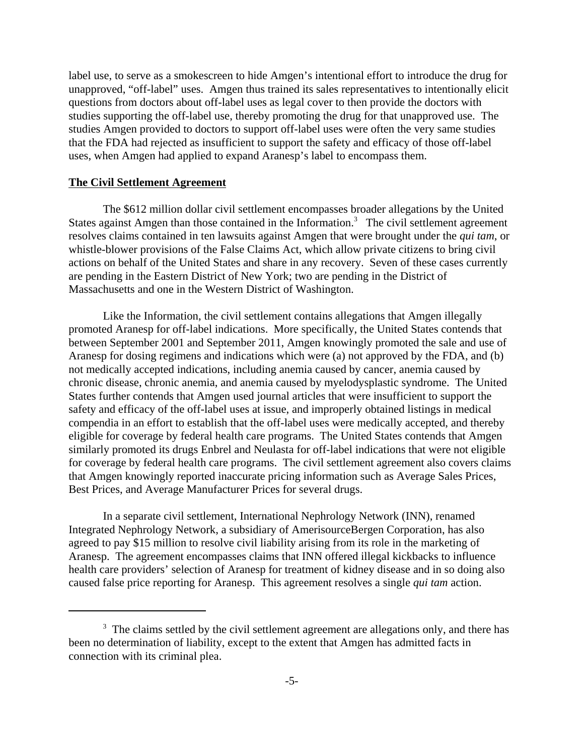label use, to serve as a smokescreen to hide Amgen's intentional effort to introduce the drug for unapproved, "off-label" uses. Amgen thus trained its sales representatives to intentionally elicit questions from doctors about off-label uses as legal cover to then provide the doctors with studies supporting the off-label use, thereby promoting the drug for that unapproved use. The studies Amgen provided to doctors to support off-label uses were often the very same studies that the FDA had rejected as insufficient to support the safety and efficacy of those off-label uses, when Amgen had applied to expand Aranesp's label to encompass them.

**The Civil Settlement Agreement**

The $612 million dollar civil settlement encompasses broader allegations by the United States against Amgen than those contained in the Information.[3] The civil settlement agreement resolves claims contained in ten lawsuits against Amgen that were brought under the *qui tam*, or whistle-blower provisions of the False Claims Act, which allow private citizens to bring civil actions on behalf of the United States and share in any recovery. Seven of these cases currently are pending in the Eastern District of New York; two are pending in the District of Massachusetts and one in the Western District of Washington.

Like the Information, the civil settlement contains allegations that Amgen illegally promoted Aranesp for off-label indications. More specifically, the United States contends that between September 2001 and September 2011, Amgen knowingly promoted the sale and use of Aranesp for dosing regimens and indications which were (a) not approved by the FDA, and (b) not medically accepted indications, including anemia caused by cancer, anemia caused by chronic disease, chronic anemia, and anemia caused by myelodysplastic syndrome. The United States further contends that Amgen used journal articles that were insufficient to support the safety and efficacy of the off-label uses at issue, and improperly obtained listings in medical compendia in an effort to establish that the off-label uses were medically accepted, and thereby eligible for coverage by federal health care programs. The United States contends that Amgen similarly promoted its drugs Enbrel and Neulasta for off-label indications that were not eligible for coverage by federal health care programs. The civil settlement agreement also covers claims that Amgen knowingly reported inaccurate pricing information such as Average Sales Prices, Best Prices, and Average Manufacturer Prices for several drugs.

In a separate civil settlement, International Nephrology Network (INN), renamed Integrated Nephrology Network, a subsidiary of AmerisourceBergen Corporation, has also agreed to pay $15 million to resolve civil liability arising from its role in the marketing of Aranesp. The agreement encompasses claims that INN offered illegal kickbacks to influence health care providers' selection of Aranesp for treatment of kidney disease and in so doing also caused false price reporting for Aranesp. This agreement resolves a single *qui tam* action.

---

[3] The claims settled by the civil settlement agreement are allegations only, and there has been no determination of liability, except to the extent that Amgen has admitted facts in connection with its criminal plea.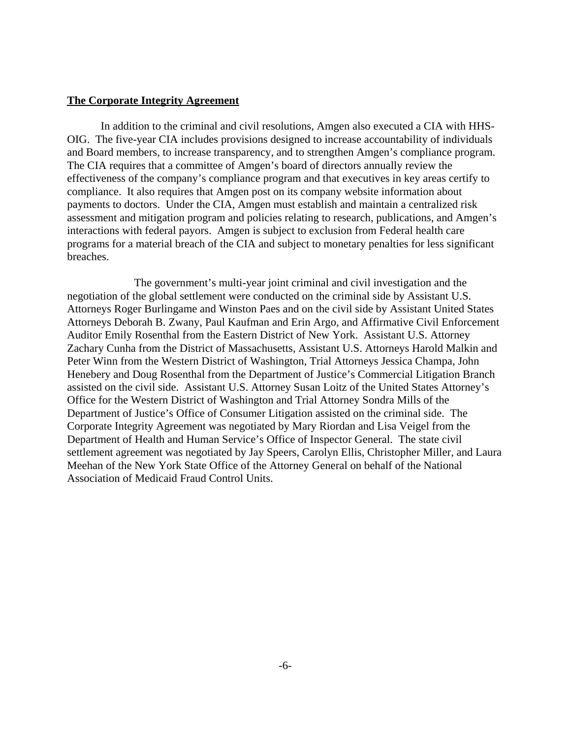**The Corporate Integrity Agreement**

In addition to the criminal and civil resolutions, Amgen also executed a CIA with HHS-OIG. The five-year CIA includes provisions designed to increase accountability of individuals and Board members, to increase transparency, and to strengthen Amgen's compliance program. The CIA requires that a committee of Amgen's board of directors annually review the effectiveness of the company's compliance program and that executives in key areas certify to compliance. It also requires that Amgen post on its company website information about payments to doctors. Under the CIA, Amgen must establish and maintain a centralized risk assessment and mitigation program and policies relating to research, publications, and Amgen's interactions with federal payors. Amgen is subject to exclusion from Federal health care programs for a material breach of the CIA and subject to monetary penalties for less significant breaches.

The government's multi-year joint criminal and civil investigation and the negotiation of the global settlement were conducted on the criminal side by Assistant U.S. Attorneys Roger Burlingame and Winston Paes and on the civil side by Assistant United States Attorneys Deborah B. Zwany, Paul Kaufman and Erin Argo, and Affirmative Civil Enforcement Auditor Emily Rosenthal from the Eastern District of New York. Assistant U.S. Attorney Zachary Cunha from the District of Massachusetts, Assistant U.S. Attorneys Harold Malkin and Peter Winn from the Western District of Washington, Trial Attorneys Jessica Champa, John Henebery and Doug Rosenthal from the Department of Justice's Commercial Litigation Branch assisted on the civil side. Assistant U.S. Attorney Susan Loitz of the United States Attorney's Office for the Western District of Washington and Trial Attorney Sondra Mills of the Department of Justice's Office of Consumer Litigation assisted on the criminal side. The Corporate Integrity Agreement was negotiated by Mary Riordan and Lisa Veigel from the Department of Health and Human Service's Office of Inspector General. The state civil settlement agreement was negotiated by Jay Speers, Carolyn Ellis, Christopher Miller, and Laura Meehan of the New York State Office of the Attorney General on behalf of the National Association of Medicaid Fraud Control Units.